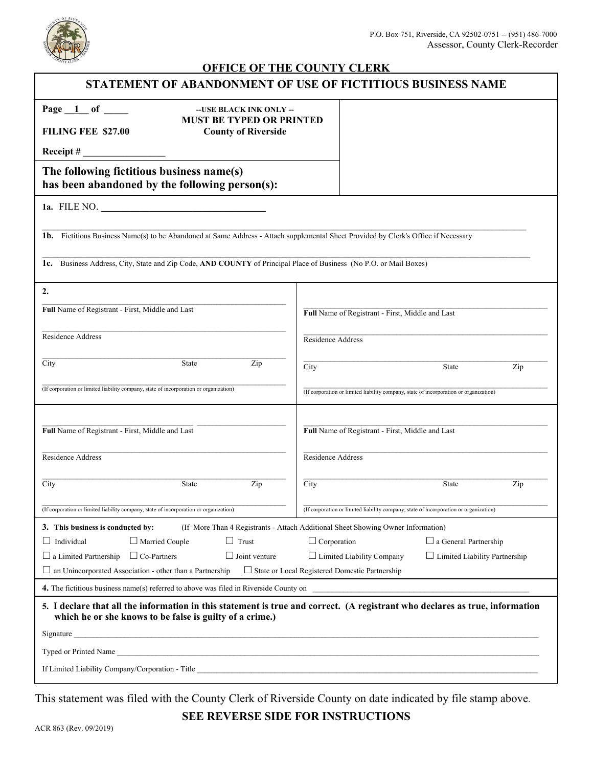P.O. Box 751, Riverside, CA 92502-0751 -- (951) 486-7000
Assessor, County Clerk-Recorder

# OFFICE OF THE COUNTY CLERK

## STATEMENT OF ABANDONMENT OF USE OF FICTITIOUS BUSINESS NAME

**Page \_\_1\_\_ of \_\_\_\_\_**

**--USE BLACK INK ONLY --**
**MUST BE TYPED OR PRINTED**
**County of Riverside**

**FILING FEE $27.00**

**Receipt # \_\_\_\_\_\_\_\_\_\_\_\_\_\_\_\_**

**The following fictitious business name(s) has been abandoned by the following person(s):**

**1a.** FILE NO. \_\_\_\_\_\_\_\_\_\_\_\_\_\_\_\_\_\_\_\_\_\_\_\_\_\_\_\_\_\_\_\_

\_\_\_\_\_\_\_\_\_\_\_\_\_\_\_\_\_\_\_\_\_\_\_\_\_\_\_\_\_\_\_\_\_\_\_\_\_\_\_\_\_\_\_\_\_\_\_\_\_\_\_\_\_\_\_\_\_\_\_\_\_\_\_\_

**1b.** Fictitious Business Name(s) to be Abandoned at Same Address - Attach supplemental Sheet Provided by Clerk's Office if Necessary

\_\_\_\_\_\_\_\_\_\_\_\_\_\_\_\_\_\_\_\_\_\_\_\_\_\_\_\_\_\_\_\_\_\_\_\_\_\_\_\_\_\_\_\_\_\_\_\_\_\_\_\_\_\_\_\_\_\_\_\_\_\_\_\_

**1c.** Business Address, City, State and Zip Code, **AND COUNTY** of Principal Place of Business (No P.O. or Mail Boxes)

**2.**

| | |
|---|---|
| \_\_\_\_\_\_\_\_\_\_\_\_\_\_\_\_\_\_\_\_\_\_\_\_ **Full** Name of Registrant - First, Middle and Last | \_\_\_\_\_\_\_\_\_\_\_\_\_\_\_\_\_\_\_\_\_\_\_\_ **Full** Name of Registrant - First, Middle and Last |
| \_\_\_\_\_\_\_\_\_\_\_\_\_\_\_\_\_\_\_\_\_\_\_\_ Residence Address | \_\_\_\_\_\_\_\_\_\_\_\_\_\_\_\_\_\_\_\_\_\_\_\_ Residence Address |
| \_\_\_\_\_\_\_\_\_\_\_\_\_\_\_\_\_\_\_\_\_\_\_\_ City State Zip | \_\_\_\_\_\_\_\_\_\_\_\_\_\_\_\_\_\_\_\_\_\_\_\_ City State Zip |
| \_\_\_\_\_\_\_\_\_\_\_\_\_\_\_\_\_\_\_\_\_\_\_\_ (If corporation or limited liability company, state of incorporation or organization) | \_\_\_\_\_\_\_\_\_\_\_\_\_\_\_\_\_\_\_\_\_\_\_\_ (If corporation or limited liability company, state of incorporation or organization) |
| \_\_\_\_\_\_\_\_\_\_\_\_\_\_\_\_\_\_\_\_\_\_\_\_ **Full** Name of Registrant - First, Middle and Last | \_\_\_\_\_\_\_\_\_\_\_\_\_\_\_\_\_\_\_\_\_\_\_\_ **Full** Name of Registrant - First, Middle and Last |
| \_\_\_\_\_\_\_\_\_\_\_\_\_\_\_\_\_\_\_\_\_\_\_\_ Residence Address | \_\_\_\_\_\_\_\_\_\_\_\_\_\_\_\_\_\_\_\_\_\_\_\_ Residence Address |
| \_\_\_\_\_\_\_\_\_\_\_\_\_\_\_\_\_\_\_\_\_\_\_\_ City State Zip | \_\_\_\_\_\_\_\_\_\_\_\_\_\_\_\_\_\_\_\_\_\_\_\_ City State Zip |
| \_\_\_\_\_\_\_\_\_\_\_\_\_\_\_\_\_\_\_\_\_\_\_\_ (If corporation or limited liability company, state of incorporation or organization) | \_\_\_\_\_\_\_\_\_\_\_\_\_\_\_\_\_\_\_\_\_\_\_\_ (If corporation or limited liability company, state of incorporation or organization) |

**3. This business is conducted by:** (If More Than 4 Registrants - Attach Additional Sheet Showing Owner Information)

☐ Individual ☐ Married Couple ☐ Trust ☐ Corporation ☐ a General Partnership
☐ a Limited Partnership ☐ Co-Partners ☐ Joint venture ☐ Limited Liability Company ☐ Limited Liability Partnership
☐ an Unincorporated Association - other than a Partnership ☐ State or Local Registered Domestic Partnership

**4.** The fictitious business name(s) referred to above was filed in Riverside County on \_\_\_\_\_\_\_\_\_\_\_\_\_\_\_\_\_\_\_\_\_\_\_\_\_\_\_\_\_\_\_\_

**5. I declare that all the information in this statement is true and correct. (A registrant who declares as true, information which he or she knows to be false is guilty of a crime.)**

Signature \_\_\_\_\_\_\_\_\_\_\_\_\_\_\_\_\_\_\_\_\_\_\_\_\_\_\_\_\_\_\_\_\_\_\_\_\_\_\_\_\_\_\_\_\_\_\_\_\_\_\_\_

Typed or Printed Name \_\_\_\_\_\_\_\_\_\_\_\_\_\_\_\_\_\_\_\_\_\_\_\_\_\_\_\_\_\_\_\_\_\_\_\_\_\_\_\_\_\_\_\_\_\_\_\_\_\_\_\_

If Limited Liability Company/Corporation - Title \_\_\_\_\_\_\_\_\_\_\_\_\_\_\_\_\_\_\_\_\_\_\_\_\_\_\_\_\_\_\_\_\_\_\_\_\_\_\_\_\_\_\_\_

This statement was filed with the County Clerk of Riverside County on date indicated by file stamp above.

**SEE REVERSE SIDE FOR INSTRUCTIONS**

ACR 863 (Rev. 09/2019)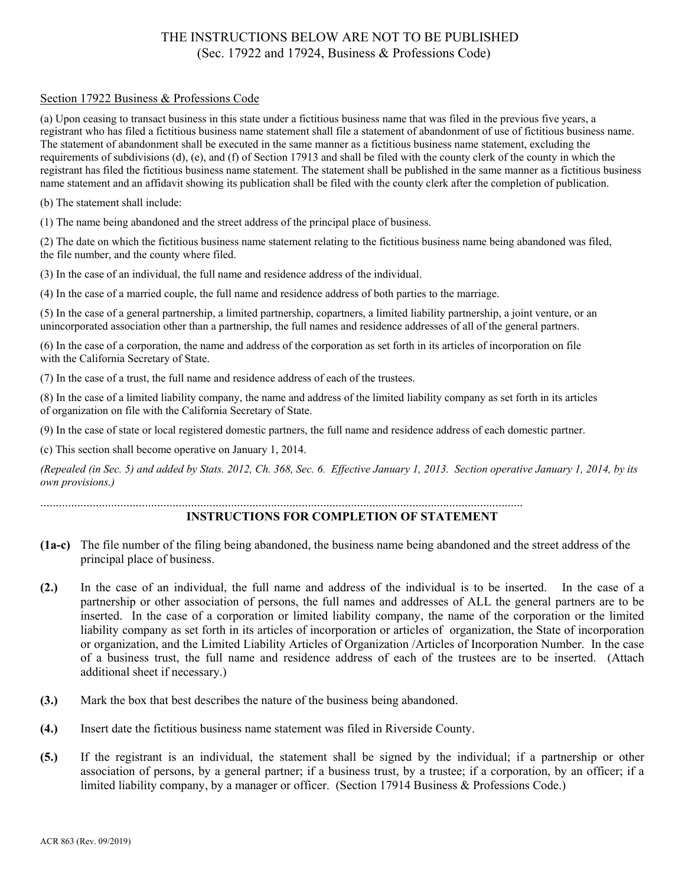# THE INSTRUCTIONS BELOW ARE NOT TO BE PUBLISHED
(Sec. 17922 and 17924, Business & Professions Code)

Section 17922 Business & Professions Code

(a) Upon ceasing to transact business in this state under a fictitious business name that was filed in the previous five years, a registrant who has filed a fictitious business name statement shall file a statement of abandonment of use of fictitious business name. The statement of abandonment shall be executed in the same manner as a fictitious business name statement, excluding the requirements of subdivisions (d), (e), and (f) of Section 17913 and shall be filed with the county clerk of the county in which the registrant has filed the fictitious business name statement. The statement shall be published in the same manner as a fictitious business name statement and an affidavit showing its publication shall be filed with the county clerk after the completion of publication.

(b) The statement shall include:

(1) The name being abandoned and the street address of the principal place of business.

(2) The date on which the fictitious business name statement relating to the fictitious business name being abandoned was filed, the file number, and the county where filed.

(3) In the case of an individual, the full name and residence address of the individual.

(4) In the case of a married couple, the full name and residence address of both parties to the marriage.

(5) In the case of a general partnership, a limited partnership, copartners, a limited liability partnership, a joint venture, or an unincorporated association other than a partnership, the full names and residence addresses of all of the general partners.

(6) In the case of a corporation, the name and address of the corporation as set forth in its articles of incorporation on file with the California Secretary of State.

(7) In the case of a trust, the full name and residence address of each of the trustees.

(8) In the case of a limited liability company, the name and address of the limited liability company as set forth in its articles of organization on file with the California Secretary of State.

(9) In the case of state or local registered domestic partners, the full name and residence address of each domestic partner.

(c) This section shall become operative on January 1, 2014.

*(Repealed (in Sec. 5) and added by Stats. 2012, Ch. 368, Sec. 6. Effective January 1, 2013. Section operative January 1, 2014, by its own provisions.)*

## INSTRUCTIONS FOR COMPLETION OF STATEMENT

**(1a-c)** The file number of the filing being abandoned, the business name being abandoned and the street address of the principal place of business.

**(2.)** In the case of an individual, the full name and address of the individual is to be inserted. In the case of a partnership or other association of persons, the full names and addresses of ALL the general partners are to be inserted. In the case of a corporation or limited liability company, the name of the corporation or the limited liability company as set forth in its articles of incorporation or articles of organization, the State of incorporation or organization, and the Limited Liability Articles of Organization /Articles of Incorporation Number. In the case of a business trust, the full name and residence address of each of the trustees are to be inserted. (Attach additional sheet if necessary.)

**(3.)** Mark the box that best describes the nature of the business being abandoned.

**(4.)** Insert date the fictitious business name statement was filed in Riverside County.

**(5.)** If the registrant is an individual, the statement shall be signed by the individual; if a partnership or other association of persons, by a general partner; if a business trust, by a trustee; if a corporation, by an officer; if a limited liability company, by a manager or officer. (Section 17914 Business & Professions Code.)

ACR 863 (Rev. 09/2019)